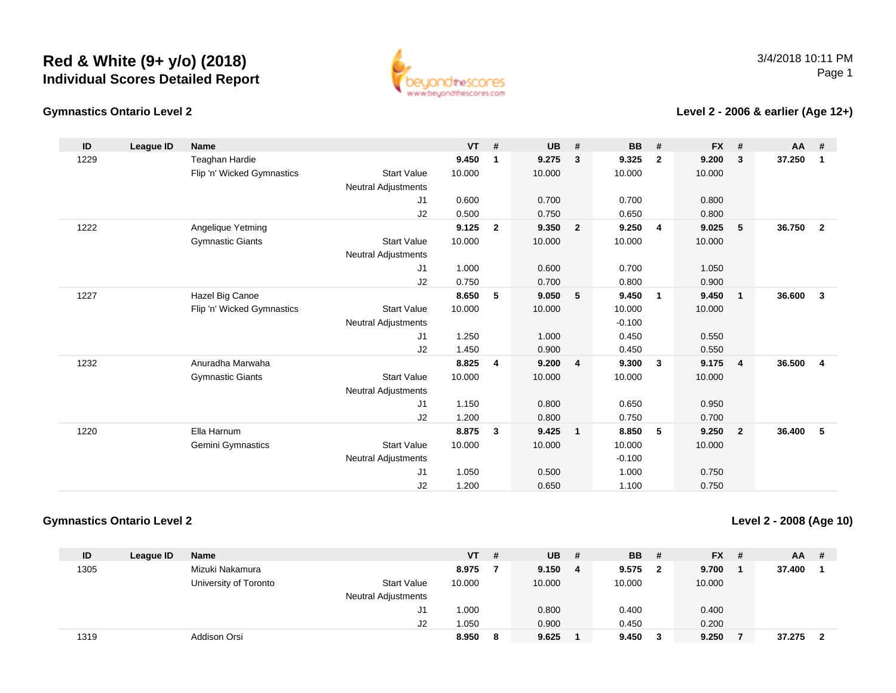# Red & White (9+ y/o) (2018)
## Individual Scores Detailed Report

3/4/2018 10:11 PM

### Gymnastics Ontario Level 2

### Level 2 - 2006 & earlier (Age 12+)

| ID | League ID | Name | | VT | # | UB | # | BB | # | FX | # | AA | # |
|---|---|---|---|---|---|---|---|---|---|---|---|---|---|
| 1229 | | Teaghan Hardie | | **9.450** | **1** | **9.275** | **3** | **9.325** | **2** | **9.200** | **3** | **37.250** | **1** |
| | | Flip 'n' Wicked Gymnastics | Start Value | 10.000 | | 10.000 | | 10.000 | | 10.000 | | | |
| | | | Neutral Adjustments | | | | | | | | | | |
| | | | J1 | 0.600 | | 0.700 | | 0.700 | | 0.800 | | | |
| | | | J2 | 0.500 | | 0.750 | | 0.650 | | 0.800 | | | |
| 1222 | | Angelique Yetming | | **9.125** | **2** | **9.350** | **2** | **9.250** | **4** | **9.025** | **5** | **36.750** | **2** |
| | | Gymnastic Giants | Start Value | 10.000 | | 10.000 | | 10.000 | | 10.000 | | | |
| | | | Neutral Adjustments | | | | | | | | | | |
| | | | J1 | 1.000 | | 0.600 | | 0.700 | | 1.050 | | | |
| | | | J2 | 0.750 | | 0.700 | | 0.800 | | 0.900 | | | |
| 1227 | | Hazel Big Canoe | | **8.650** | **5** | **9.050** | **5** | **9.450** | **1** | **9.450** | **1** | **36.600** | **3** |
| | | Flip 'n' Wicked Gymnastics | Start Value | 10.000 | | 10.000 | | 10.000 | | 10.000 | | | |
| | | | Neutral Adjustments | | | | | -0.100 | | | | | |
| | | | J1 | 1.250 | | 1.000 | | 0.450 | | 0.550 | | | |
| | | | J2 | 1.450 | | 0.900 | | 0.450 | | 0.550 | | | |
| 1232 | | Anuradha Marwaha | | **8.825** | **4** | **9.200** | **4** | **9.300** | **3** | **9.175** | **4** | **36.500** | **4** |
| | | Gymnastic Giants | Start Value | 10.000 | | 10.000 | | 10.000 | | 10.000 | | | |
| | | | Neutral Adjustments | | | | | | | | | | |
| | | | J1 | 1.150 | | 0.800 | | 0.650 | | 0.950 | | | |
| | | | J2 | 1.200 | | 0.800 | | 0.750 | | 0.700 | | | |
| 1220 | | Ella Harnum | | **8.875** | **3** | **9.425** | **1** | **8.850** | **5** | **9.250** | **2** | **36.400** | **5** |
| | | Gemini Gymnastics | Start Value | 10.000 | | 10.000 | | 10.000 | | 10.000 | | | |
| | | | Neutral Adjustments | | | | | -0.100 | | | | | |
| | | | J1 | 1.050 | | 0.500 | | 1.000 | | 0.750 | | | |
| | | | J2 | 1.200 | | 0.650 | | 1.100 | | 0.750 | | | |

### Gymnastics Ontario Level 2

### Level 2 - 2008 (Age 10)

| ID | League ID | Name | | VT | # | UB | # | BB | # | FX | # | AA | # |
|---|---|---|---|---|---|---|---|---|---|---|---|---|---|
| 1305 | | Mizuki Nakamura | | **8.975** | **7** | **9.150** | **4** | **9.575** | **2** | **9.700** | **1** | **37.400** | **1** |
| | | University of Toronto | Start Value | 10.000 | | 10.000 | | 10.000 | | 10.000 | | | |
| | | | Neutral Adjustments | | | | | | | | | | |
| | | | J1 | 1.000 | | 0.800 | | 0.400 | | 0.400 | | | |
| | | | J2 | 1.050 | | 0.900 | | 0.450 | | 0.200 | | | |
| 1319 | | Addison Orsi | | **8.950** | **8** | **9.625** | **1** | **9.450** | **3** | **9.250** | **7** | **37.275** | **2** |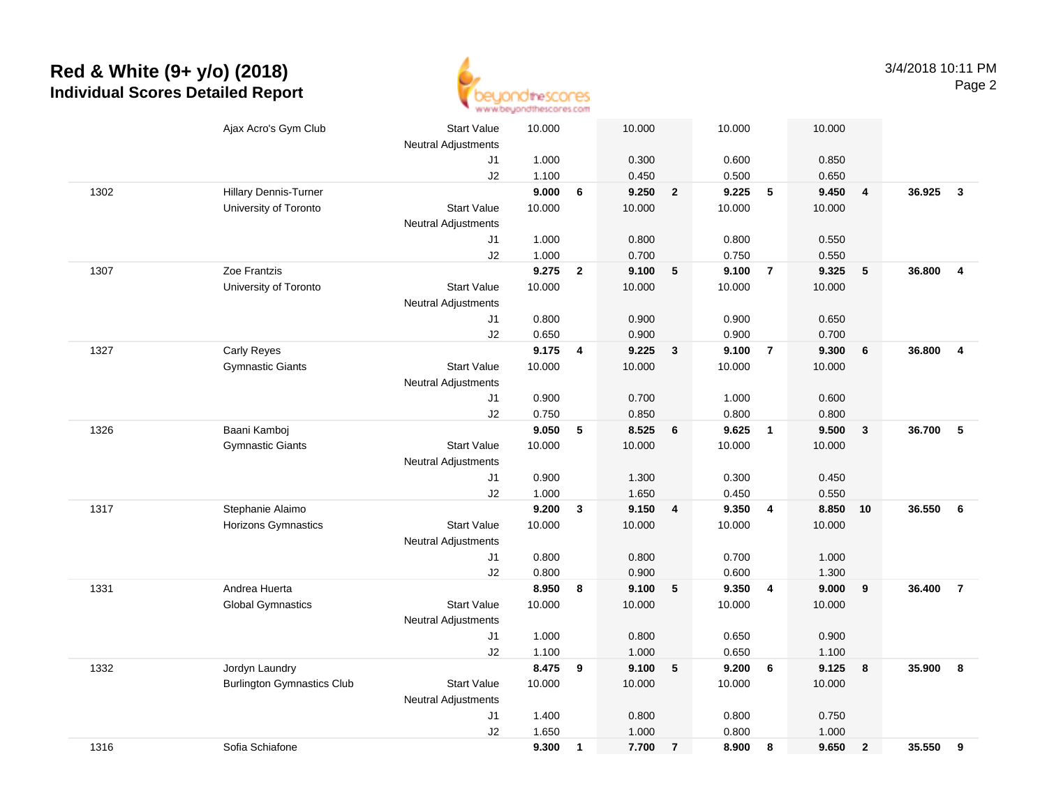# Red & White (9+ y/o) (2018)
## Individual Scores Detailed Report

3/4/2018 10:11 PM

| | | | | | | | | | | | | |
|---|---|---|---|---|---|---|---|---|---|---|---|---|
| | Ajax Acro's Gym Club | Start Value | 10.000 | | 10.000 | | 10.000 | | 10.000 | | | |
| | | Neutral Adjustments | | | | | | | | | | |
| | | J1 | 1.000 | | 0.300 | | 0.600 | | 0.850 | | | |
| | | J2 | 1.100 | | 0.450 | | 0.500 | | 0.650 | | | |
| 1302 | Hillary Dennis-Turner | | **9.000** | **6** | **9.250** | **2** | **9.225** | **5** | **9.450** | **4** | **36.925** | **3** |
| | University of Toronto | Start Value | 10.000 | | 10.000 | | 10.000 | | 10.000 | | | |
| | | Neutral Adjustments | | | | | | | | | | |
| | | J1 | 1.000 | | 0.800 | | 0.800 | | 0.550 | | | |
| | | J2 | 1.000 | | 0.700 | | 0.750 | | 0.550 | | | |
| 1307 | Zoe Frantzis | | **9.275** | **2** | **9.100** | **5** | **9.100** | **7** | **9.325** | **5** | **36.800** | **4** |
| | University of Toronto | Start Value | 10.000 | | 10.000 | | 10.000 | | 10.000 | | | |
| | | Neutral Adjustments | | | | | | | | | | |
| | | J1 | 0.800 | | 0.900 | | 0.900 | | 0.650 | | | |
| | | J2 | 0.650 | | 0.900 | | 0.900 | | 0.700 | | | |
| 1327 | Carly Reyes | | **9.175** | **4** | **9.225** | **3** | **9.100** | **7** | **9.300** | **6** | **36.800** | **4** |
| | Gymnastic Giants | Start Value | 10.000 | | 10.000 | | 10.000 | | 10.000 | | | |
| | | Neutral Adjustments | | | | | | | | | | |
| | | J1 | 0.900 | | 0.700 | | 1.000 | | 0.600 | | | |
| | | J2 | 0.750 | | 0.850 | | 0.800 | | 0.800 | | | |
| 1326 | Baani Kamboj | | **9.050** | **5** | **8.525** | **6** | **9.625** | **1** | **9.500** | **3** | **36.700** | **5** |
| | Gymnastic Giants | Start Value | 10.000 | | 10.000 | | 10.000 | | 10.000 | | | |
| | | Neutral Adjustments | | | | | | | | | | |
| | | J1 | 0.900 | | 1.300 | | 0.300 | | 0.450 | | | |
| | | J2 | 1.000 | | 1.650 | | 0.450 | | 0.550 | | | |
| 1317 | Stephanie Alaimo | | **9.200** | **3** | **9.150** | **4** | **9.350** | **4** | **8.850** | **10** | **36.550** | **6** |
| | Horizons Gymnastics | Start Value | 10.000 | | 10.000 | | 10.000 | | 10.000 | | | |
| | | Neutral Adjustments | | | | | | | | | | |
| | | J1 | 0.800 | | 0.800 | | 0.700 | | 1.000 | | | |
| | | J2 | 0.800 | | 0.900 | | 0.600 | | 1.300 | | | |
| 1331 | Andrea Huerta | | **8.950** | **8** | **9.100** | **5** | **9.350** | **4** | **9.000** | **9** | **36.400** | **7** |
| | Global Gymnastics | Start Value | 10.000 | | 10.000 | | 10.000 | | 10.000 | | | |
| | | Neutral Adjustments | | | | | | | | | | |
| | | J1 | 1.000 | | 0.800 | | 0.650 | | 0.900 | | | |
| | | J2 | 1.100 | | 1.000 | | 0.650 | | 1.100 | | | |
| 1332 | Jordyn Laundry | | **8.475** | **9** | **9.100** | **5** | **9.200** | **6** | **9.125** | **8** | **35.900** | **8** |
| | Burlington Gymnastics Club | Start Value | 10.000 | | 10.000 | | 10.000 | | 10.000 | | | |
| | | Neutral Adjustments | | | | | | | | | | |
| | | J1 | 1.400 | | 0.800 | | 0.800 | | 0.750 | | | |
| | | J2 | 1.650 | | 1.000 | | 0.800 | | 1.000 | | | |
| 1316 | Sofia Schiafone | | **9.300** | **1** | **7.700** | **7** | **8.900** | **8** | **9.650** | **2** | **35.550** | **9** |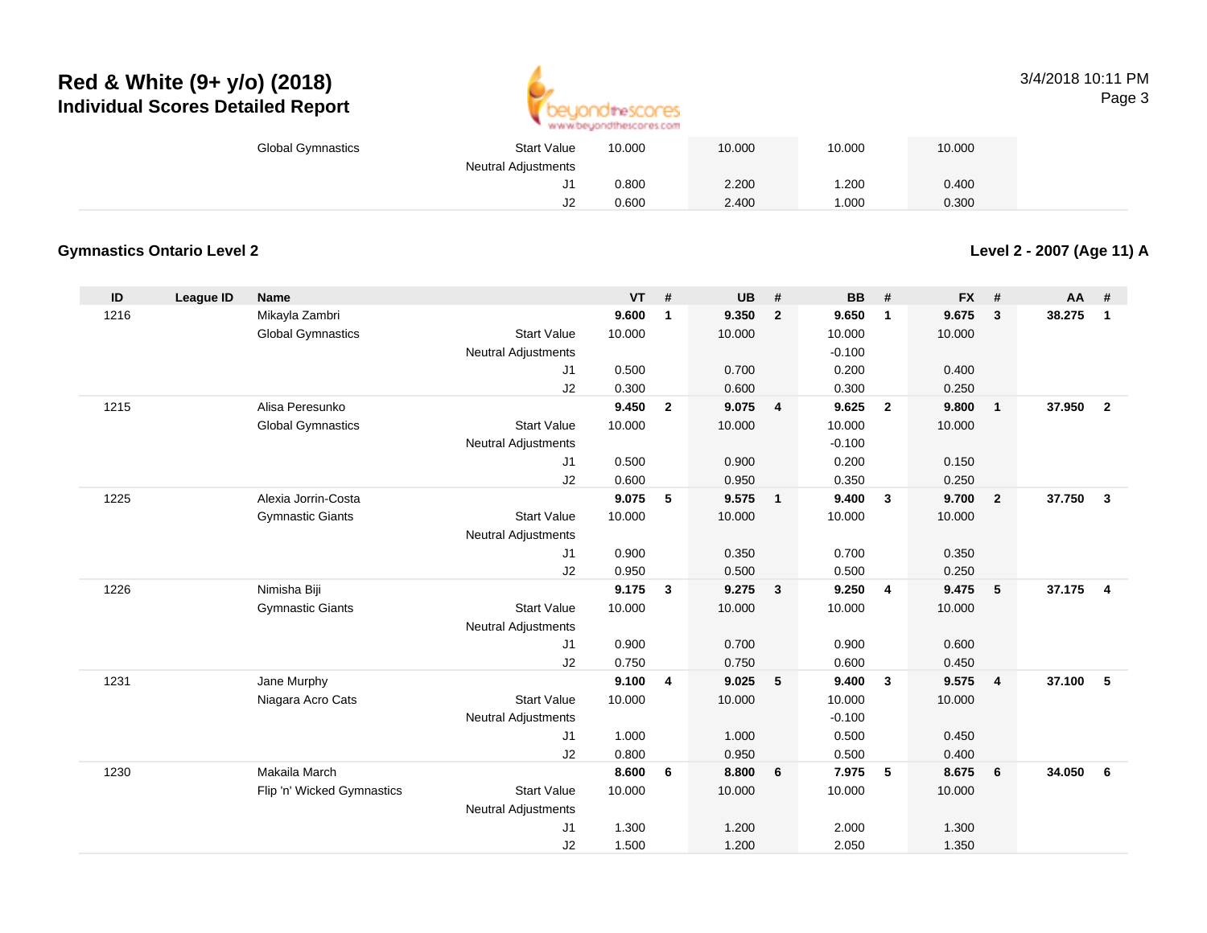# Red & White (9+ y/o) (2018)
## Individual Scores Detailed Report

3/4/2018 10:11 PM

| | | | | | | | | | | | | | |
|---|---|---|---|---|---|---|---|---|---|---|---|---|---|
| | | Global Gymnastics | Start Value | 10.000 | | 10.000 | | 10.000 | | 10.000 | | | |
| | | | Neutral Adjustments | | | | | | | | | | |
| | | | J1 | 0.800 | | 2.200 | | 1.200 | | 0.400 | | | |
| | | | J2 | 0.600 | | 2.400 | | 1.000 | | 0.300 | | | |

### Gymnastics Ontario Level 2

### Level 2 - 2007 (Age 11) A

| ID | League ID | Name | | VT | # | UB | # | BB | # | FX | # | AA | # |
|---|---|---|---|---|---|---|---|---|---|---|---|---|---|
| 1216 | | Mikayla Zambri | | **9.600** | **1** | **9.350** | **2** | **9.650** | **1** | **9.675** | **3** | **38.275** | **1** |
| | | Global Gymnastics | Start Value | 10.000 | | 10.000 | | 10.000 | | 10.000 | | | |
| | | | Neutral Adjustments | | | | | -0.100 | | | | | |
| | | | J1 | 0.500 | | 0.700 | | 0.200 | | 0.400 | | | |
| | | | J2 | 0.300 | | 0.600 | | 0.300 | | 0.250 | | | |
| 1215 | | Alisa Peresunko | | **9.450** | **2** | **9.075** | **4** | **9.625** | **2** | **9.800** | **1** | **37.950** | **2** |
| | | Global Gymnastics | Start Value | 10.000 | | 10.000 | | 10.000 | | 10.000 | | | |
| | | | Neutral Adjustments | | | | | -0.100 | | | | | |
| | | | J1 | 0.500 | | 0.900 | | 0.200 | | 0.150 | | | |
| | | | J2 | 0.600 | | 0.950 | | 0.350 | | 0.250 | | | |
| 1225 | | Alexia Jorrin-Costa | | **9.075** | **5** | **9.575** | **1** | **9.400** | **3** | **9.700** | **2** | **37.750** | **3** |
| | | Gymnastic Giants | Start Value | 10.000 | | 10.000 | | 10.000 | | 10.000 | | | |
| | | | Neutral Adjustments | | | | | | | | | | |
| | | | J1 | 0.900 | | 0.350 | | 0.700 | | 0.350 | | | |
| | | | J2 | 0.950 | | 0.500 | | 0.500 | | 0.250 | | | |
| 1226 | | Nimisha Biji | | **9.175** | **3** | **9.275** | **3** | **9.250** | **4** | **9.475** | **5** | **37.175** | **4** |
| | | Gymnastic Giants | Start Value | 10.000 | | 10.000 | | 10.000 | | 10.000 | | | |
| | | | Neutral Adjustments | | | | | | | | | | |
| | | | J1 | 0.900 | | 0.700 | | 0.900 | | 0.600 | | | |
| | | | J2 | 0.750 | | 0.750 | | 0.600 | | 0.450 | | | |
| 1231 | | Jane Murphy | | **9.100** | **4** | **9.025** | **5** | **9.400** | **3** | **9.575** | **4** | **37.100** | **5** |
| | | Niagara Acro Cats | Start Value | 10.000 | | 10.000 | | 10.000 | | 10.000 | | | |
| | | | Neutral Adjustments | | | | | -0.100 | | | | | |
| | | | J1 | 1.000 | | 1.000 | | 0.500 | | 0.450 | | | |
| | | | J2 | 0.800 | | 0.950 | | 0.500 | | 0.400 | | | |
| 1230 | | Makaila March | | **8.600** | **6** | **8.800** | **6** | **7.975** | **5** | **8.675** | **6** | **34.050** | **6** |
| | | Flip 'n' Wicked Gymnastics | Start Value | 10.000 | | 10.000 | | 10.000 | | 10.000 | | | |
| | | | Neutral Adjustments | | | | | | | | | | |
| | | | J1 | 1.300 | | 1.200 | | 2.000 | | 1.300 | | | |
| | | | J2 | 1.500 | | 1.200 | | 2.050 | | 1.350 | | | |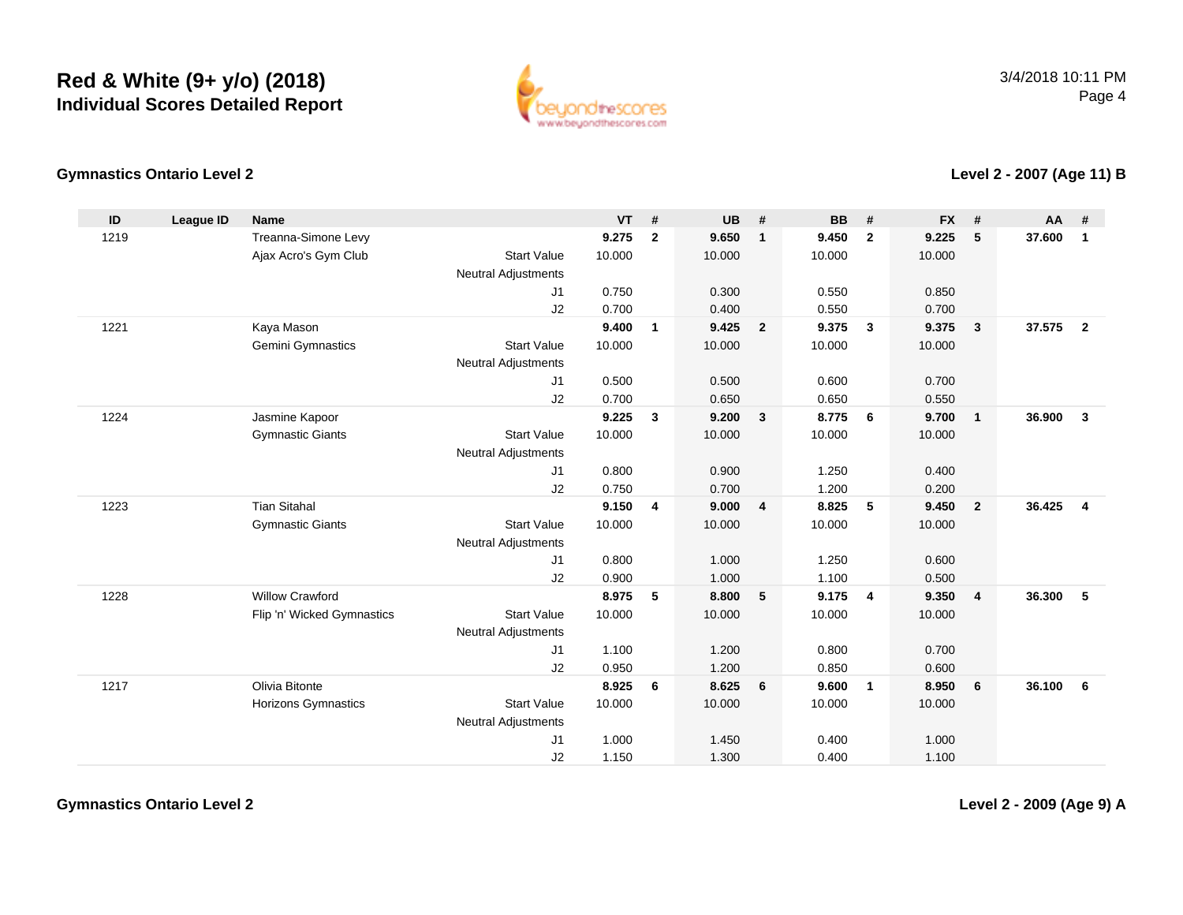# Red & White (9+ y/o) (2018)
## Individual Scores Detailed Report

3/4/2018 10:11 PM

### Gymnastics Ontario Level 2

### Level 2 - 2007 (Age 11) B

| ID | League ID | Name | | VT | # | UB | # | BB | # | FX | # | AA | # |
|---|---|---|---|---|---|---|---|---|---|---|---|---|---|
| 1219 | | Treanna-Simone Levy | | **9.275** | **2** | **9.650** | **1** | **9.450** | **2** | **9.225** | **5** | **37.600** | **1** |
| | | Ajax Acro's Gym Club | Start Value | 10.000 | | 10.000 | | 10.000 | | 10.000 | | | |
| | | | Neutral Adjustments | | | | | | | | | | |
| | | | J1 | 0.750 | | 0.300 | | 0.550 | | 0.850 | | | |
| | | | J2 | 0.700 | | 0.400 | | 0.550 | | 0.700 | | | |
| 1221 | | Kaya Mason | | **9.400** | **1** | **9.425** | **2** | **9.375** | **3** | **9.375** | **3** | **37.575** | **2** |
| | | Gemini Gymnastics | Start Value | 10.000 | | 10.000 | | 10.000 | | 10.000 | | | |
| | | | Neutral Adjustments | | | | | | | | | | |
| | | | J1 | 0.500 | | 0.500 | | 0.600 | | 0.700 | | | |
| | | | J2 | 0.700 | | 0.650 | | 0.650 | | 0.550 | | | |
| 1224 | | Jasmine Kapoor | | **9.225** | **3** | **9.200** | **3** | **8.775** | **6** | **9.700** | **1** | **36.900** | **3** |
| | | Gymnastic Giants | Start Value | 10.000 | | 10.000 | | 10.000 | | 10.000 | | | |
| | | | Neutral Adjustments | | | | | | | | | | |
| | | | J1 | 0.800 | | 0.900 | | 1.250 | | 0.400 | | | |
| | | | J2 | 0.750 | | 0.700 | | 1.200 | | 0.200 | | | |
| 1223 | | Tian Sitahal | | **9.150** | **4** | **9.000** | **4** | **8.825** | **5** | **9.450** | **2** | **36.425** | **4** |
| | | Gymnastic Giants | Start Value | 10.000 | | 10.000 | | 10.000 | | 10.000 | | | |
| | | | Neutral Adjustments | | | | | | | | | | |
| | | | J1 | 0.800 | | 1.000 | | 1.250 | | 0.600 | | | |
| | | | J2 | 0.900 | | 1.000 | | 1.100 | | 0.500 | | | |
| 1228 | | Willow Crawford | | **8.975** | **5** | **8.800** | **5** | **9.175** | **4** | **9.350** | **4** | **36.300** | **5** |
| | | Flip 'n' Wicked Gymnastics | Start Value | 10.000 | | 10.000 | | 10.000 | | 10.000 | | | |
| | | | Neutral Adjustments | | | | | | | | | | |
| | | | J1 | 1.100 | | 1.200 | | 0.800 | | 0.700 | | | |
| | | | J2 | 0.950 | | 1.200 | | 0.850 | | 0.600 | | | |
| 1217 | | Olivia Bitonte | | **8.925** | **6** | **8.625** | **6** | **9.600** | **1** | **8.950** | **6** | **36.100** | **6** |
| | | Horizons Gymnastics | Start Value | 10.000 | | 10.000 | | 10.000 | | 10.000 | | | |
| | | | Neutral Adjustments | | | | | | | | | | |
| | | | J1 | 1.000 | | 1.450 | | 0.400 | | 1.000 | | | |
| | | | J2 | 1.150 | | 1.300 | | 0.400 | | 1.100 | | | |

### Gymnastics Ontario Level 2

### Level 2 - 2009 (Age 9) A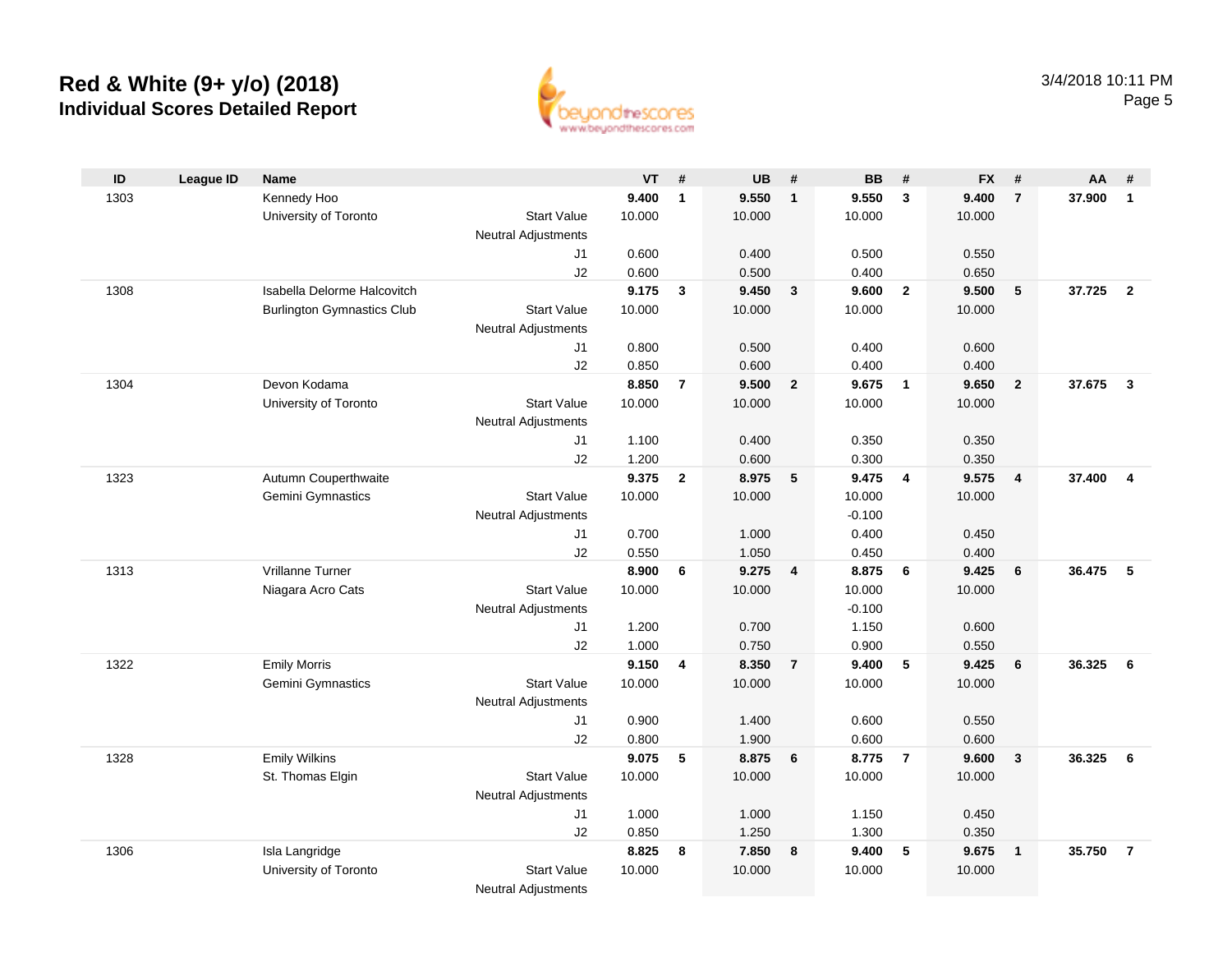# Red & White (9+ y/o) (2018)

## Individual Scores Detailed Report

3/4/2018 10:11 PM

| ID | League ID | Name | | VT | # | UB | # | BB | # | FX | # | AA | # |
|---|---|---|---|---|---|---|---|---|---|---|---|---|---|
| 1303 | | Kennedy Hoo | | **9.400** | **1** | **9.550** | **1** | **9.550** | **3** | **9.400** | **7** | **37.900** | **1** |
| | | University of Toronto | Start Value | 10.000 | | 10.000 | | 10.000 | | 10.000 | | | |
| | | | Neutral Adjustments | | | | | | | | | | |
| | | | J1 | 0.600 | | 0.400 | | 0.500 | | 0.550 | | | |
| | | | J2 | 0.600 | | 0.500 | | 0.400 | | 0.650 | | | |
| 1308 | | Isabella Delorme Halcovitch | | **9.175** | **3** | **9.450** | **3** | **9.600** | **2** | **9.500** | **5** | **37.725** | **2** |
| | | Burlington Gymnastics Club | Start Value | 10.000 | | 10.000 | | 10.000 | | 10.000 | | | |
| | | | Neutral Adjustments | | | | | | | | | | |
| | | | J1 | 0.800 | | 0.500 | | 0.400 | | 0.600 | | | |
| | | | J2 | 0.850 | | 0.600 | | 0.400 | | 0.400 | | | |
| 1304 | | Devon Kodama | | **8.850** | **7** | **9.500** | **2** | **9.675** | **1** | **9.650** | **2** | **37.675** | **3** |
| | | University of Toronto | Start Value | 10.000 | | 10.000 | | 10.000 | | 10.000 | | | |
| | | | Neutral Adjustments | | | | | | | | | | |
| | | | J1 | 1.100 | | 0.400 | | 0.350 | | 0.350 | | | |
| | | | J2 | 1.200 | | 0.600 | | 0.300 | | 0.350 | | | |
| 1323 | | Autumn Couperthwaite | | **9.375** | **2** | **8.975** | **5** | **9.475** | **4** | **9.575** | **4** | **37.400** | **4** |
| | | Gemini Gymnastics | Start Value | 10.000 | | 10.000 | | 10.000 | | 10.000 | | | |
| | | | Neutral Adjustments | | | | | -0.100 | | | | | |
| | | | J1 | 0.700 | | 1.000 | | 0.400 | | 0.450 | | | |
| | | | J2 | 0.550 | | 1.050 | | 0.450 | | 0.400 | | | |
| 1313 | | Vrillanne Turner | | **8.900** | **6** | **9.275** | **4** | **8.875** | **6** | **9.425** | **6** | **36.475** | **5** |
| | | Niagara Acro Cats | Start Value | 10.000 | | 10.000 | | 10.000 | | 10.000 | | | |
| | | | Neutral Adjustments | | | | | -0.100 | | | | | |
| | | | J1 | 1.200 | | 0.700 | | 1.150 | | 0.600 | | | |
| | | | J2 | 1.000 | | 0.750 | | 0.900 | | 0.550 | | | |
| 1322 | | Emily Morris | | **9.150** | **4** | **8.350** | **7** | **9.400** | **5** | **9.425** | **6** | **36.325** | **6** |
| | | Gemini Gymnastics | Start Value | 10.000 | | 10.000 | | 10.000 | | 10.000 | | | |
| | | | Neutral Adjustments | | | | | | | | | | |
| | | | J1 | 0.900 | | 1.400 | | 0.600 | | 0.550 | | | |
| | | | J2 | 0.800 | | 1.900 | | 0.600 | | 0.600 | | | |
| 1328 | | Emily Wilkins | | **9.075** | **5** | **8.875** | **6** | **8.775** | **7** | **9.600** | **3** | **36.325** | **6** |
| | | St. Thomas Elgin | Start Value | 10.000 | | 10.000 | | 10.000 | | 10.000 | | | |
| | | | Neutral Adjustments | | | | | | | | | | |
| | | | J1 | 1.000 | | 1.000 | | 1.150 | | 0.450 | | | |
| | | | J2 | 0.850 | | 1.250 | | 1.300 | | 0.350 | | | |
| 1306 | | Isla Langridge | | **8.825** | **8** | **7.850** | **8** | **9.400** | **5** | **9.675** | **1** | **35.750** | **7** |
| | | University of Toronto | Start Value | 10.000 | | 10.000 | | 10.000 | | 10.000 | | | |
| | | | Neutral Adjustments | | | | | | | | | | |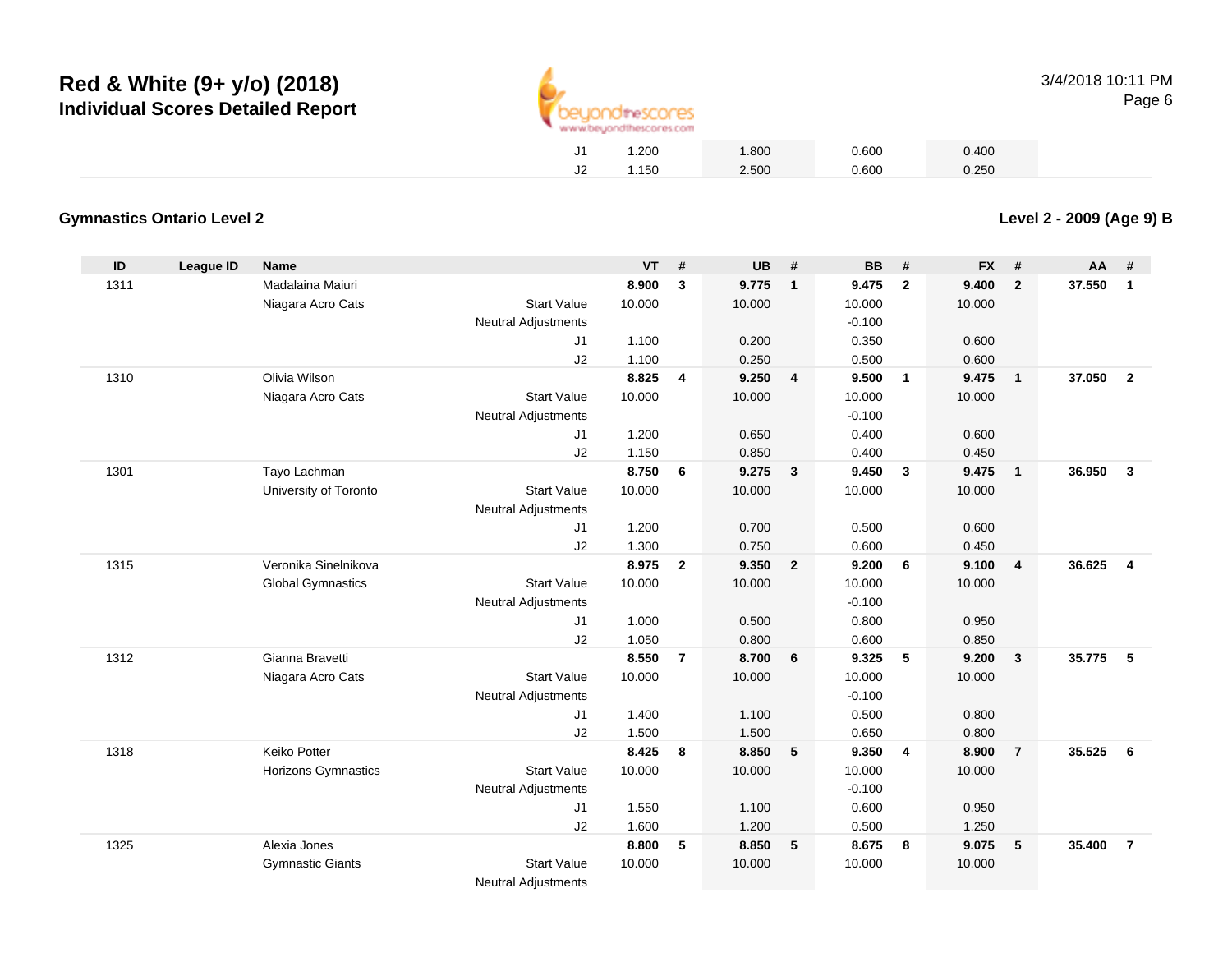# Red & White (9+ y/o) (2018)

## Individual Scores Detailed Report

| | | | VT | | UB | | BB | | FX | | | |
|---|---|---|---|---|---|---|---|---|---|---|---|---|
| | | J1 | 1.200 | | 1.800 | | 0.600 | | 0.400 | | | |
| | | J2 | 1.150 | | 2.500 | | 0.600 | | 0.250 | | | |

### Gymnastics Ontario Level 2

### Level 2 - 2009 (Age 9) B

| ID | League ID | Name | | VT | # | UB | # | BB | # | FX | # | AA | # |
|---|---|---|---|---|---|---|---|---|---|---|---|---|---|
| 1311 | | Madalaina Maiuri | | **8.900** | **3** | **9.775** | **1** | **9.475** | **2** | **9.400** | **2** | **37.550** | **1** |
| | | Niagara Acro Cats | Start Value | 10.000 | | 10.000 | | 10.000 | | 10.000 | | | |
| | | | Neutral Adjustments | | | | | -0.100 | | | | | |
| | | | J1 | 1.100 | | 0.200 | | 0.350 | | 0.600 | | | |
| | | | J2 | 1.100 | | 0.250 | | 0.500 | | 0.600 | | | |
| 1310 | | Olivia Wilson | | **8.825** | **4** | **9.250** | **4** | **9.500** | **1** | **9.475** | **1** | **37.050** | **2** |
| | | Niagara Acro Cats | Start Value | 10.000 | | 10.000 | | 10.000 | | 10.000 | | | |
| | | | Neutral Adjustments | | | | | -0.100 | | | | | |
| | | | J1 | 1.200 | | 0.650 | | 0.400 | | 0.600 | | | |
| | | | J2 | 1.150 | | 0.850 | | 0.400 | | 0.450 | | | |
| 1301 | | Tayo Lachman | | **8.750** | **6** | **9.275** | **3** | **9.450** | **3** | **9.475** | **1** | **36.950** | **3** |
| | | University of Toronto | Start Value | 10.000 | | 10.000 | | 10.000 | | 10.000 | | | |
| | | | Neutral Adjustments | | | | | | | | | | |
| | | | J1 | 1.200 | | 0.700 | | 0.500 | | 0.600 | | | |
| | | | J2 | 1.300 | | 0.750 | | 0.600 | | 0.450 | | | |
| 1315 | | Veronika Sinelnikova | | **8.975** | **2** | **9.350** | **2** | **9.200** | **6** | **9.100** | **4** | **36.625** | **4** |
| | | Global Gymnastics | Start Value | 10.000 | | 10.000 | | 10.000 | | 10.000 | | | |
| | | | Neutral Adjustments | | | | | -0.100 | | | | | |
| | | | J1 | 1.000 | | 0.500 | | 0.800 | | 0.950 | | | |
| | | | J2 | 1.050 | | 0.800 | | 0.600 | | 0.850 | | | |
| 1312 | | Gianna Bravetti | | **8.550** | **7** | **8.700** | **6** | **9.325** | **5** | **9.200** | **3** | **35.775** | **5** |
| | | Niagara Acro Cats | Start Value | 10.000 | | 10.000 | | 10.000 | | 10.000 | | | |
| | | | Neutral Adjustments | | | | | -0.100 | | | | | |
| | | | J1 | 1.400 | | 1.100 | | 0.500 | | 0.800 | | | |
| | | | J2 | 1.500 | | 1.500 | | 0.650 | | 0.800 | | | |
| 1318 | | Keiko Potter | | **8.425** | **8** | **8.850** | **5** | **9.350** | **4** | **8.900** | **7** | **35.525** | **6** |
| | | Horizons Gymnastics | Start Value | 10.000 | | 10.000 | | 10.000 | | 10.000 | | | |
| | | | Neutral Adjustments | | | | | -0.100 | | | | | |
| | | | J1 | 1.550 | | 1.100 | | 0.600 | | 0.950 | | | |
| | | | J2 | 1.600 | | 1.200 | | 0.500 | | 1.250 | | | |
| 1325 | | Alexia Jones | | **8.800** | **5** | **8.850** | **5** | **8.675** | **8** | **9.075** | **5** | **35.400** | **7** |
| | | Gymnastic Giants | Start Value | 10.000 | | 10.000 | | 10.000 | | 10.000 | | | |
| | | | Neutral Adjustments | | | | | | | | | | |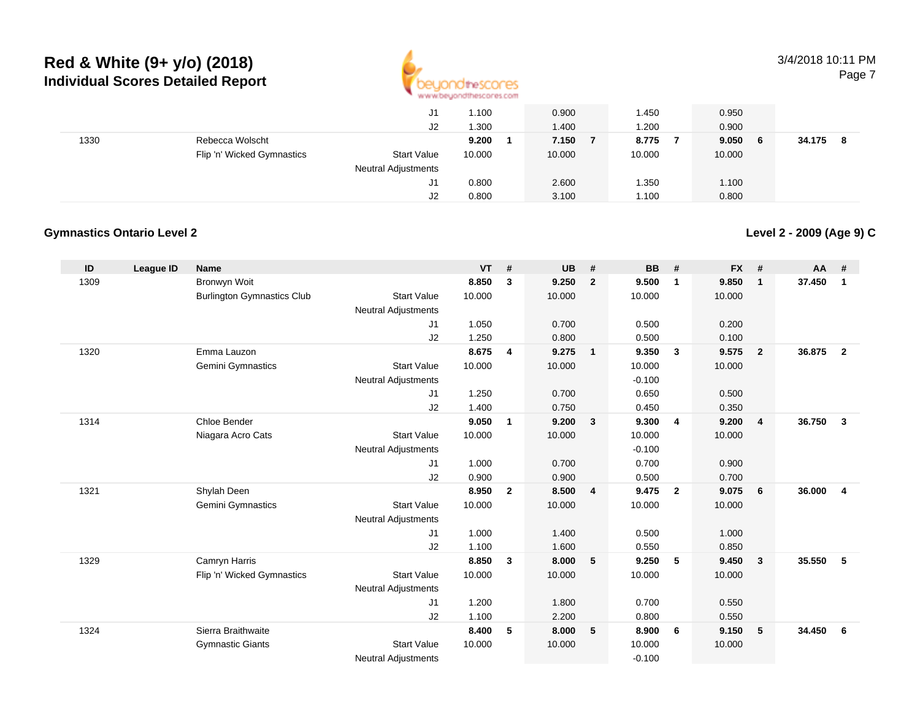# Red & White (9+ y/o) (2018)
## Individual Scores Detailed Report

| ID | League ID | Name | | VT | # | UB | # | BB | # | FX | # | AA | # |
|---|---|---|---|---|---|---|---|---|---|---|---|---|---|
| | | | J1 | 1.100 | | 0.900 | | 1.450 | | 0.950 | | | |
| | | | J2 | 1.300 | | 1.400 | | 1.200 | | 0.900 | | | |
| 1330 | | Rebecca Wolscht | | **9.200** | **1** | **7.150** | **7** | **8.775** | **7** | **9.050** | **6** | **34.175** | **8** |
| | | Flip 'n' Wicked Gymnastics | Start Value | 10.000 | | 10.000 | | 10.000 | | 10.000 | | | |
| | | | Neutral Adjustments | | | | | | | | | | |
| | | | J1 | 0.800 | | 2.600 | | 1.350 | | 1.100 | | | |
| | | | J2 | 0.800 | | 3.100 | | 1.100 | | 0.800 | | | |

### Gymnastics Ontario Level 2

**Level 2 - 2009 (Age 9) C**

| ID | League ID | Name | | VT | # | UB | # | BB | # | FX | # | AA | # |
|---|---|---|---|---|---|---|---|---|---|---|---|---|---|
| 1309 | | Bronwyn Woit | | **8.850** | **3** | **9.250** | **2** | **9.500** | **1** | **9.850** | **1** | **37.450** | **1** |
| | | Burlington Gymnastics Club | Start Value | 10.000 | | 10.000 | | 10.000 | | 10.000 | | | |
| | | | Neutral Adjustments | | | | | | | | | | |
| | | | J1 | 1.050 | | 0.700 | | 0.500 | | 0.200 | | | |
| | | | J2 | 1.250 | | 0.800 | | 0.500 | | 0.100 | | | |
| 1320 | | Emma Lauzon | | **8.675** | **4** | **9.275** | **1** | **9.350** | **3** | **9.575** | **2** | **36.875** | **2** |
| | | Gemini Gymnastics | Start Value | 10.000 | | 10.000 | | 10.000 | | 10.000 | | | |
| | | | Neutral Adjustments | | | | | -0.100 | | | | | |
| | | | J1 | 1.250 | | 0.700 | | 0.650 | | 0.500 | | | |
| | | | J2 | 1.400 | | 0.750 | | 0.450 | | 0.350 | | | |
| 1314 | | Chloe Bender | | **9.050** | **1** | **9.200** | **3** | **9.300** | **4** | **9.200** | **4** | **36.750** | **3** |
| | | Niagara Acro Cats | Start Value | 10.000 | | 10.000 | | 10.000 | | 10.000 | | | |
| | | | Neutral Adjustments | | | | | -0.100 | | | | | |
| | | | J1 | 1.000 | | 0.700 | | 0.700 | | 0.900 | | | |
| | | | J2 | 0.900 | | 0.900 | | 0.500 | | 0.700 | | | |
| 1321 | | Shylah Deen | | **8.950** | **2** | **8.500** | **4** | **9.475** | **2** | **9.075** | **6** | **36.000** | **4** |
| | | Gemini Gymnastics | Start Value | 10.000 | | 10.000 | | 10.000 | | 10.000 | | | |
| | | | Neutral Adjustments | | | | | | | | | | |
| | | | J1 | 1.000 | | 1.400 | | 0.500 | | 1.000 | | | |
| | | | J2 | 1.100 | | 1.600 | | 0.550 | | 0.850 | | | |
| 1329 | | Camryn Harris | | **8.850** | **3** | **8.000** | **5** | **9.250** | **5** | **9.450** | **3** | **35.550** | **5** |
| | | Flip 'n' Wicked Gymnastics | Start Value | 10.000 | | 10.000 | | 10.000 | | 10.000 | | | |
| | | | Neutral Adjustments | | | | | | | | | | |
| | | | J1 | 1.200 | | 1.800 | | 0.700 | | 0.550 | | | |
| | | | J2 | 1.100 | | 2.200 | | 0.800 | | 0.550 | | | |
| 1324 | | Sierra Braithwaite | | **8.400** | **5** | **8.000** | **5** | **8.900** | **6** | **9.150** | **5** | **34.450** | **6** |
| | | Gymnastic Giants | Start Value | 10.000 | | 10.000 | | 10.000 | | 10.000 | | | |
| | | | Neutral Adjustments | | | | | -0.100 | | | | | |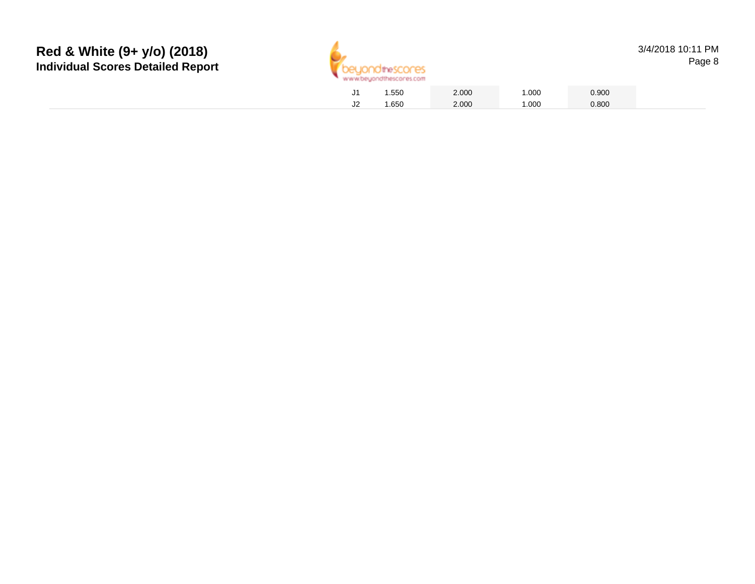| | | | | |
|---|---|---|---|---|
| J1 | 1.550 | 2.000 | 1.000 | 0.900 |
| J2 | 1.650 | 2.000 | 1.000 | 0.800 |